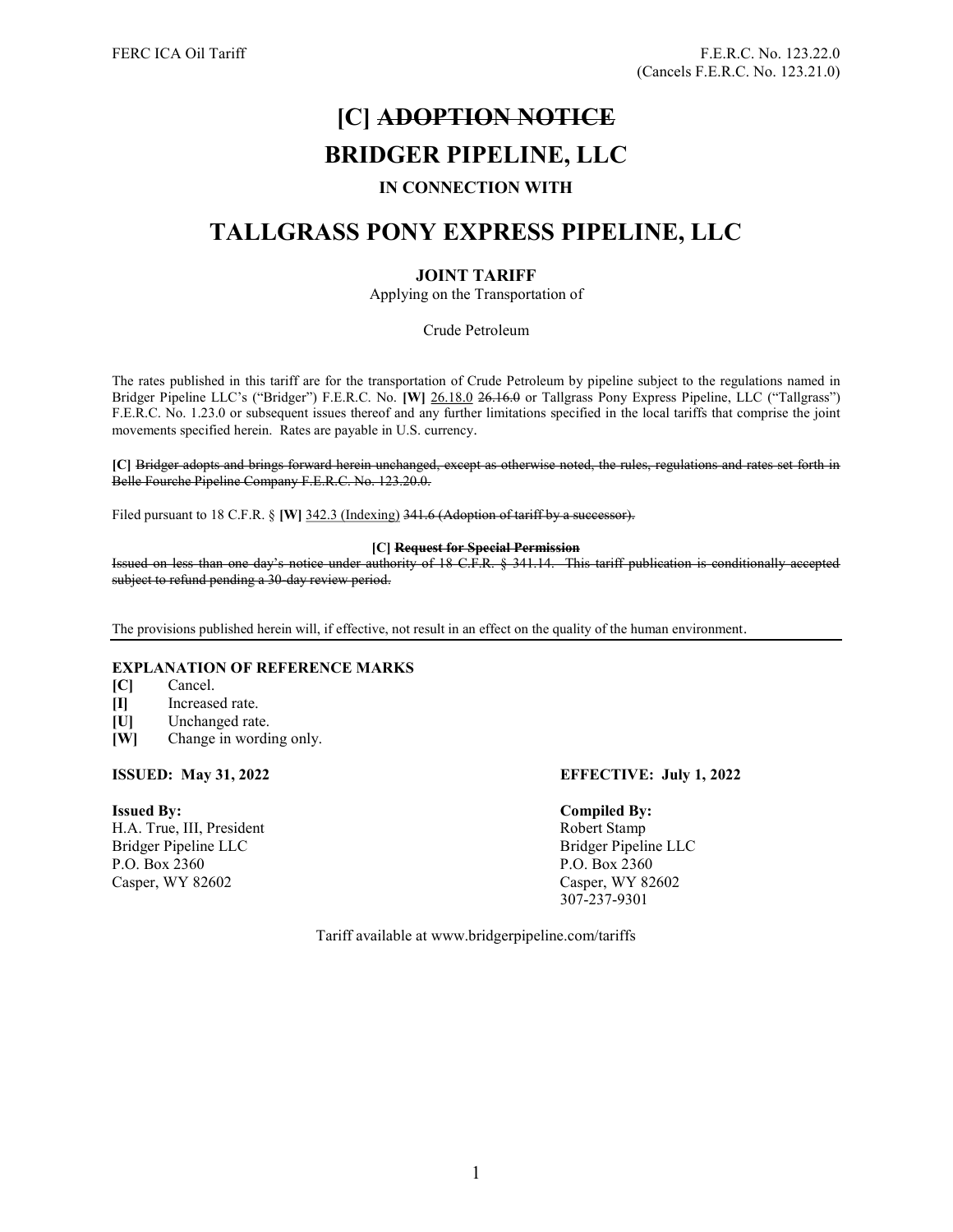FERC ICA Oil Tariff

F.E.R.C. No. 123.22.0
(Cancels F.E.R.C. No. 123.21.0)

# [C] ~~ADOPTION NOTICE~~

# BRIDGER PIPELINE, LLC

### IN CONNECTION WITH

# TALLGRASS PONY EXPRESS PIPELINE, LLC

### JOINT TARIFF

Applying on the Transportation of

Crude Petroleum

The rates published in this tariff are for the transportation of Crude Petroleum by pipeline subject to the regulations named in Bridger Pipeline LLC's ("Bridger") F.E.R.C. No. **[W]** <u>26.18.0</u> ~~26.16.0~~ or Tallgrass Pony Express Pipeline, LLC ("Tallgrass") F.E.R.C. No. 1.23.0 or subsequent issues thereof and any further limitations specified in the local tariffs that comprise the joint movements specified herein. Rates are payable in U.S. currency.

**[C]** ~~Bridger adopts and brings forward herein unchanged, except as otherwise noted, the rules, regulations and rates set forth in Belle Fourche Pipeline Company F.E.R.C. No. 123.20.0.~~

Filed pursuant to 18 C.F.R. § **[W]** <u>342.3 (Indexing)</u> ~~341.6 (Adoption of tariff by a successor).~~

**[C]** ~~**Request for Special Permission**~~

~~Issued on less than one day's notice under authority of 18 C.F.R. § 341.14. This tariff publication is conditionally accepted subject to refund pending a 30-day review period.~~

The provisions published herein will, if effective, not result in an effect on the quality of the human environment.

**EXPLANATION OF REFERENCE MARKS**

- **[C]** Cancel.
- **[I]** Increased rate.
- **[U]** Unchanged rate.
- **[W]** Change in wording only.

**ISSUED: May 31, 2022**

**EFFECTIVE: July 1, 2022**

**Issued By:**
H.A. True, III, President
Bridger Pipeline LLC
P.O. Box 2360
Casper, WY 82602

**Compiled By:**
Robert Stamp
Bridger Pipeline LLC
P.O. Box 2360
Casper, WY 82602
307-237-9301

Tariff available at www.bridgerpipeline.com/tariffs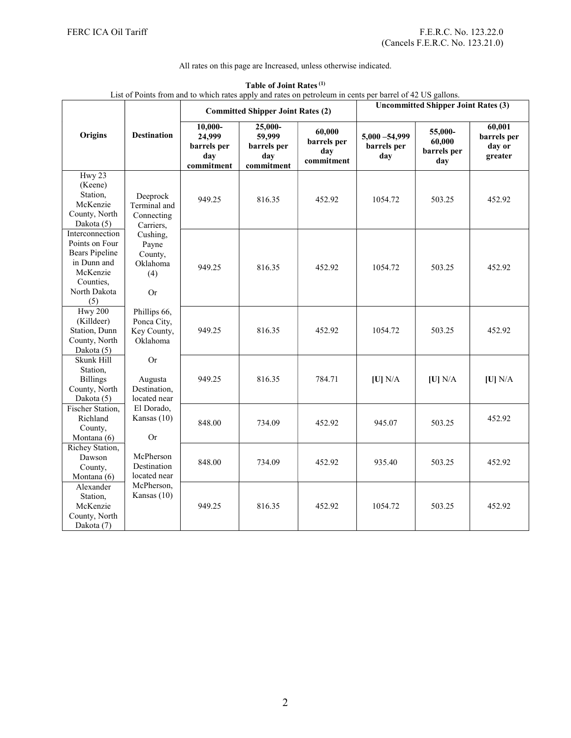All rates on this page are Increased, unless otherwise indicated.

**Table of Joint Rates** [(1)]

List of Points from and to which rates apply and rates on petroleum in cents per barrel of 42 US gallons.

| Origins | Destination | Committed Shipper Joint Rates (2) | | | Uncommitted Shipper Joint Rates (3) | | |
|---|---|---|---|---|---|---|---|
| | | 10,000-24,999 barrels per day commitment | 25,000-59,999 barrels per day commitment | 60,000 barrels per day commitment | 5,000 –54,999 barrels per day | 55,000-60,000 barrels per day | 60,001 barrels per day or greater |
| Hwy 23 (Keene) Station, McKenzie County, North Dakota (5) | Deeprock Terminal and Connecting Carriers, Cushing, Payne County, Oklahoma (4) Or Phillips 66, Ponca City, Key County, Oklahoma Or Augusta Destination, located near El Dorado, Kansas (10) Or McPherson Destination located near McPherson, Kansas (10) | 949.25 | 816.35 | 452.92 | 1054.72 | 503.25 | 452.92 |
| Interconnection Points on Four Bears Pipeline in Dunn and McKenzie Counties, North Dakota (5) | | 949.25 | 816.35 | 452.92 | 1054.72 | 503.25 | 452.92 |
| Hwy 200 (Killdeer) Station, Dunn County, North Dakota (5) | | 949.25 | 816.35 | 452.92 | 1054.72 | 503.25 | 452.92 |
| Skunk Hill Station, Billings County, North Dakota (5) | | 949.25 | 816.35 | 784.71 | [U] N/A | [U] N/A | [U] N/A |
| Fischer Station, Richland County, Montana (6) | | 848.00 | 734.09 | 452.92 | 945.07 | 503.25 | 452.92 |
| Richey Station, Dawson County, Montana (6) | | 848.00 | 734.09 | 452.92 | 935.40 | 503.25 | 452.92 |
| Alexander Station, McKenzie County, North Dakota (7) | | 949.25 | 816.35 | 452.92 | 1054.72 | 503.25 | 452.92 |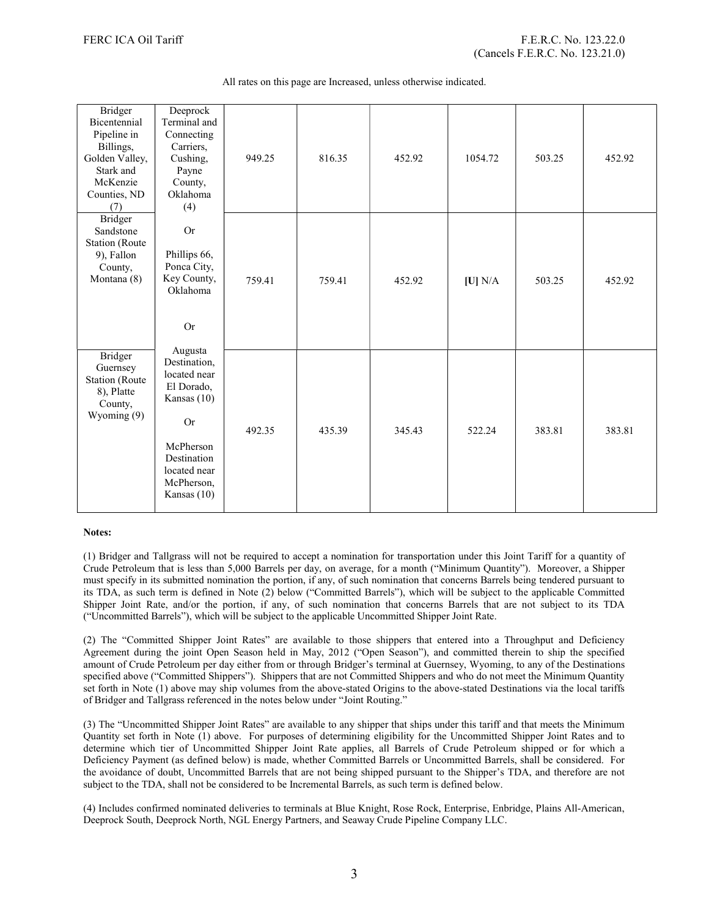All rates on this page are Increased, unless otherwise indicated.

| | | | | | | | |
|---|---|---|---|---|---|---|---|
| Bridger Bicentennial Pipeline in Billings, Golden Valley, Stark and McKenzie Counties, ND (7) | Deeprock Terminal and Connecting Carriers, Cushing, Payne County, Oklahoma (4) | 949.25 | 816.35 | 452.92 | 1054.72 | 503.25 | 452.92 |
| Bridger Sandstone Station (Route 9), Fallon County, Montana (8) | Or Phillips 66, Ponca City, Key County, Oklahoma Or | 759.41 | 759.41 | 452.92 | [U] N/A | 503.25 | 452.92 |
| Bridger Guernsey Station (Route 8), Platte County, Wyoming (9) | Augusta Destination, located near El Dorado, Kansas (10) Or McPherson Destination located near McPherson, Kansas (10) | 492.35 | 435.39 | 345.43 | 522.24 | 383.81 | 383.81 |

**Notes:**

(1) Bridger and Tallgrass will not be required to accept a nomination for transportation under this Joint Tariff for a quantity of Crude Petroleum that is less than 5,000 Barrels per day, on average, for a month ("Minimum Quantity"). Moreover, a Shipper must specify in its submitted nomination the portion, if any, of such nomination that concerns Barrels being tendered pursuant to its TDA, as such term is defined in Note (2) below ("Committed Barrels"), which will be subject to the applicable Committed Shipper Joint Rate, and/or the portion, if any, of such nomination that concerns Barrels that are not subject to its TDA ("Uncommitted Barrels"), which will be subject to the applicable Uncommitted Shipper Joint Rate.

(2) The "Committed Shipper Joint Rates" are available to those shippers that entered into a Throughput and Deficiency Agreement during the joint Open Season held in May, 2012 ("Open Season"), and committed therein to ship the specified amount of Crude Petroleum per day either from or through Bridger's terminal at Guernsey, Wyoming, to any of the Destinations specified above ("Committed Shippers"). Shippers that are not Committed Shippers and who do not meet the Minimum Quantity set forth in Note (1) above may ship volumes from the above-stated Origins to the above-stated Destinations via the local tariffs of Bridger and Tallgrass referenced in the notes below under "Joint Routing."

(3) The "Uncommitted Shipper Joint Rates" are available to any shipper that ships under this tariff and that meets the Minimum Quantity set forth in Note (1) above. For purposes of determining eligibility for the Uncommitted Shipper Joint Rates and to determine which tier of Uncommitted Shipper Joint Rate applies, all Barrels of Crude Petroleum shipped or for which a Deficiency Payment (as defined below) is made, whether Committed Barrels or Uncommitted Barrels, shall be considered. For the avoidance of doubt, Uncommitted Barrels that are not being shipped pursuant to the Shipper's TDA, and therefore are not subject to the TDA, shall not be considered to be Incremental Barrels, as such term is defined below.

(4) Includes confirmed nominated deliveries to terminals at Blue Knight, Rose Rock, Enterprise, Enbridge, Plains All-American, Deeprock South, Deeprock North, NGL Energy Partners, and Seaway Crude Pipeline Company LLC.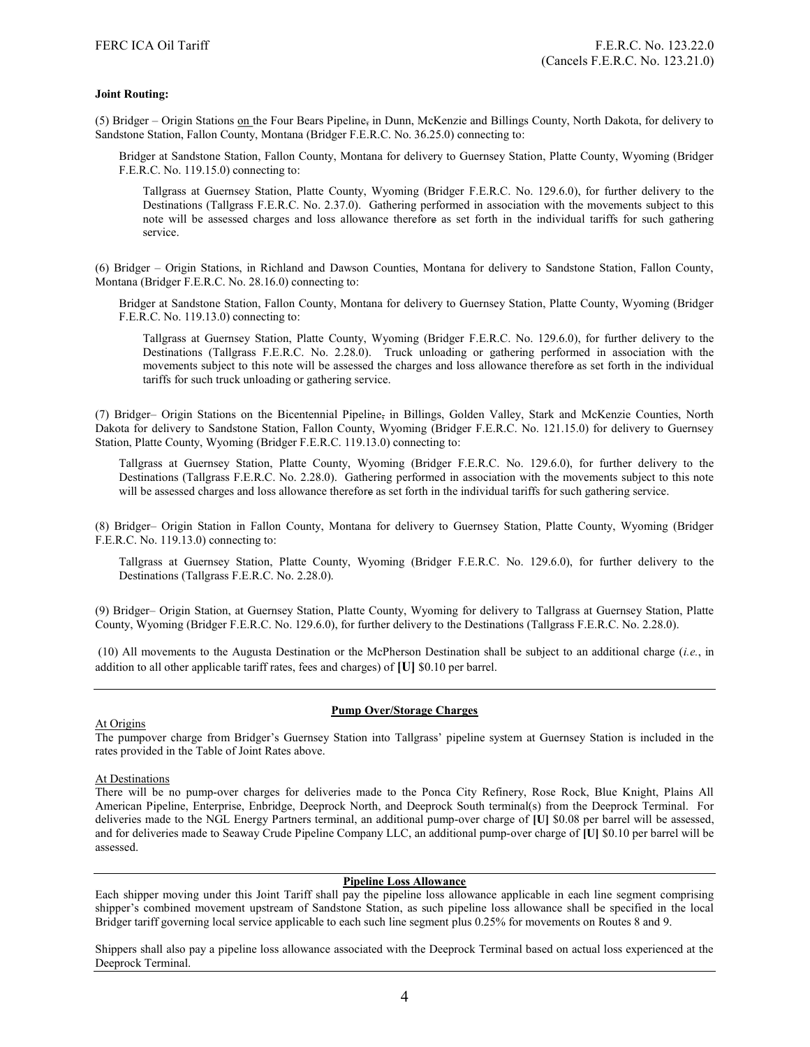**Joint Routing:**

(5) Bridger – Origin Stations on the Four Bears Pipeline, in Dunn, McKenzie and Billings County, North Dakota, for delivery to Sandstone Station, Fallon County, Montana (Bridger F.E.R.C. No. 36.25.0) connecting to:

> Bridger at Sandstone Station, Fallon County, Montana for delivery to Guernsey Station, Platte County, Wyoming (Bridger F.E.R.C. No. 119.15.0) connecting to:
>
> > Tallgrass at Guernsey Station, Platte County, Wyoming (Bridger F.E.R.C. No. 129.6.0), for further delivery to the Destinations (Tallgrass F.E.R.C. No. 2.37.0). Gathering performed in association with the movements subject to this note will be assessed charges and loss allowance therefore as set forth in the individual tariffs for such gathering service.

(6) Bridger – Origin Stations, in Richland and Dawson Counties, Montana for delivery to Sandstone Station, Fallon County, Montana (Bridger F.E.R.C. No. 28.16.0) connecting to:

> Bridger at Sandstone Station, Fallon County, Montana for delivery to Guernsey Station, Platte County, Wyoming (Bridger F.E.R.C. No. 119.13.0) connecting to:
>
> > Tallgrass at Guernsey Station, Platte County, Wyoming (Bridger F.E.R.C. No. 129.6.0), for further delivery to the Destinations (Tallgrass F.E.R.C. No. 2.28.0). Truck unloading or gathering performed in association with the movements subject to this note will be assessed the charges and loss allowance therefore as set forth in the individual tariffs for such truck unloading or gathering service.

(7) Bridger– Origin Stations on the Bicentennial Pipeline, in Billings, Golden Valley, Stark and McKenzie Counties, North Dakota for delivery to Sandstone Station, Fallon County, Wyoming (Bridger F.E.R.C. No. 121.15.0) for delivery to Guernsey Station, Platte County, Wyoming (Bridger F.E.R.C. 119.13.0) connecting to:

> Tallgrass at Guernsey Station, Platte County, Wyoming (Bridger F.E.R.C. No. 129.6.0), for further delivery to the Destinations (Tallgrass F.E.R.C. No. 2.28.0). Gathering performed in association with the movements subject to this note will be assessed charges and loss allowance therefore as set forth in the individual tariffs for such gathering service.

(8) Bridger– Origin Station in Fallon County, Montana for delivery to Guernsey Station, Platte County, Wyoming (Bridger F.E.R.C. No. 119.13.0) connecting to:

> Tallgrass at Guernsey Station, Platte County, Wyoming (Bridger F.E.R.C. No. 129.6.0), for further delivery to the Destinations (Tallgrass F.E.R.C. No. 2.28.0).

(9) Bridger– Origin Station, at Guernsey Station, Platte County, Wyoming for delivery to Tallgrass at Guernsey Station, Platte County, Wyoming (Bridger F.E.R.C. No. 129.6.0), for further delivery to the Destinations (Tallgrass F.E.R.C. No. 2.28.0).

(10) All movements to the Augusta Destination or the McPherson Destination shall be subject to an additional charge (*i.e.*, in addition to all other applicable tariff rates, fees and charges) of **[U]** $0.10 per barrel.

---

**Pump Over/Storage Charges**

At Origins

The pumpover charge from Bridger's Guernsey Station into Tallgrass' pipeline system at Guernsey Station is included in the rates provided in the Table of Joint Rates above.

At Destinations

There will be no pump-over charges for deliveries made to the Ponca City Refinery, Rose Rock, Blue Knight, Plains All American Pipeline, Enterprise, Enbridge, Deeprock North, and Deeprock South terminal(s) from the Deeprock Terminal. For deliveries made to the NGL Energy Partners terminal, an additional pump-over charge of **[U]** $0.08 per barrel will be assessed, and for deliveries made to Seaway Crude Pipeline Company LLC, an additional pump-over charge of **[U]** $0.10 per barrel will be assessed.

---

**Pipeline Loss Allowance**

Each shipper moving under this Joint Tariff shall pay the pipeline loss allowance applicable in each line segment comprising shipper's combined movement upstream of Sandstone Station, as such pipeline loss allowance shall be specified in the local Bridger tariff governing local service applicable to each such line segment plus 0.25% for movements on Routes 8 and 9.

Shippers shall also pay a pipeline loss allowance associated with the Deeprock Terminal based on actual loss experienced at the Deeprock Terminal.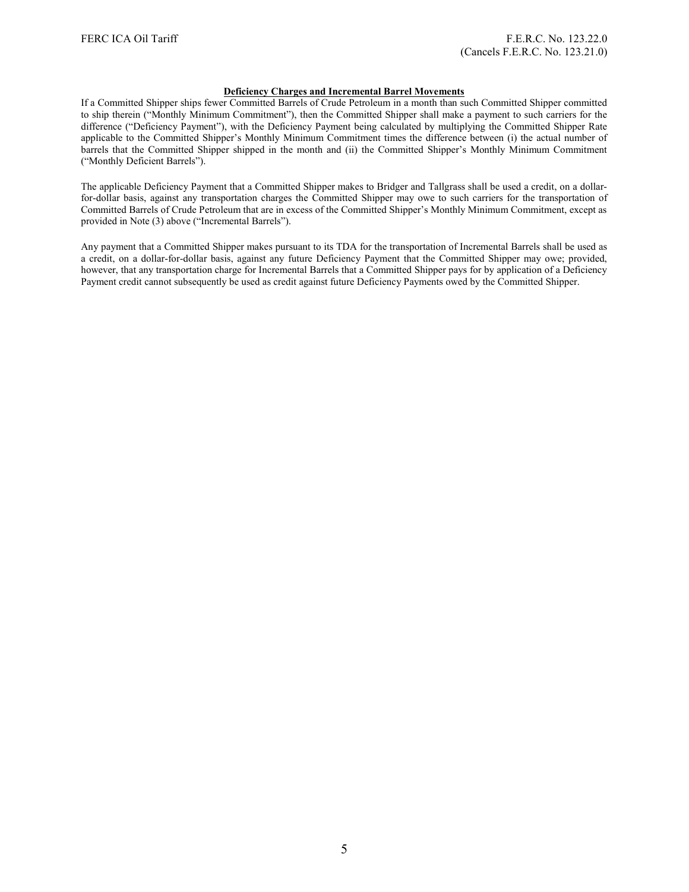**Deficiency Charges and Incremental Barrel Movements**

If a Committed Shipper ships fewer Committed Barrels of Crude Petroleum in a month than such Committed Shipper committed to ship therein ("Monthly Minimum Commitment"), then the Committed Shipper shall make a payment to such carriers for the difference ("Deficiency Payment"), with the Deficiency Payment being calculated by multiplying the Committed Shipper Rate applicable to the Committed Shipper's Monthly Minimum Commitment times the difference between (i) the actual number of barrels that the Committed Shipper shipped in the month and (ii) the Committed Shipper's Monthly Minimum Commitment ("Monthly Deficient Barrels").

The applicable Deficiency Payment that a Committed Shipper makes to Bridger and Tallgrass shall be used a credit, on a dollar-for-dollar basis, against any transportation charges the Committed Shipper may owe to such carriers for the transportation of Committed Barrels of Crude Petroleum that are in excess of the Committed Shipper's Monthly Minimum Commitment, except as provided in Note (3) above ("Incremental Barrels").

Any payment that a Committed Shipper makes pursuant to its TDA for the transportation of Incremental Barrels shall be used as a credit, on a dollar-for-dollar basis, against any future Deficiency Payment that the Committed Shipper may owe; provided, however, that any transportation charge for Incremental Barrels that a Committed Shipper pays for by application of a Deficiency Payment credit cannot subsequently be used as credit against future Deficiency Payments owed by the Committed Shipper.